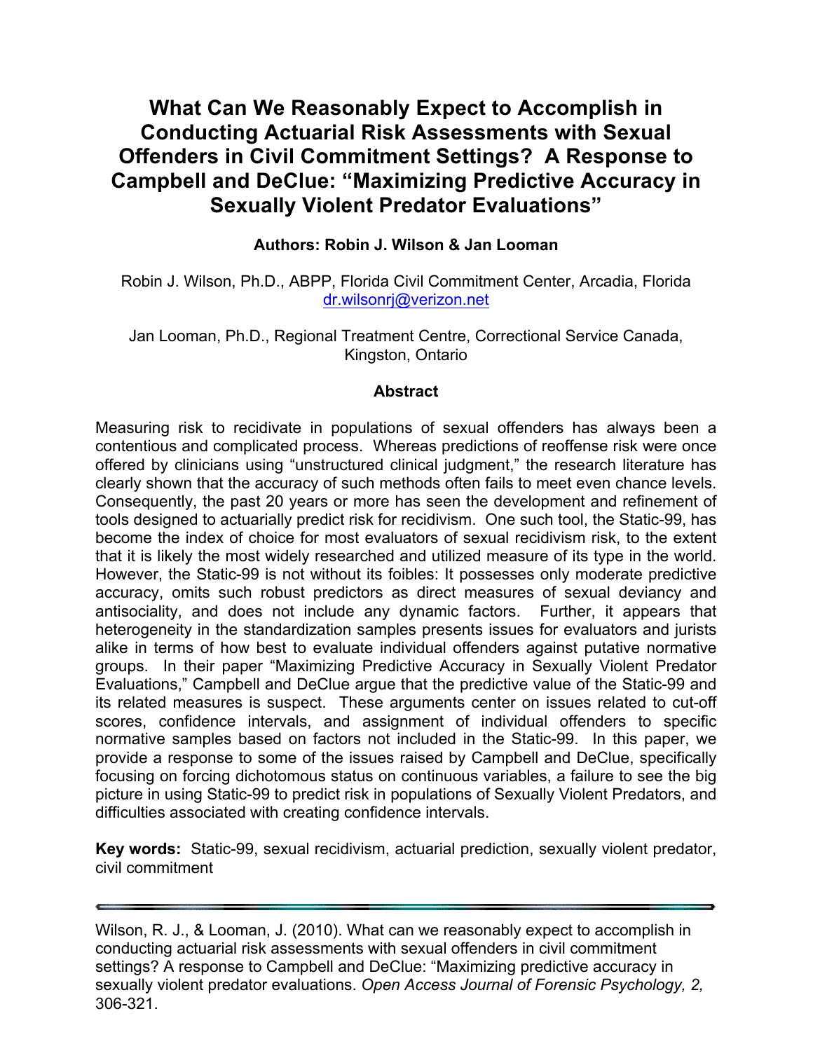# What Can We Reasonably Expect to Accomplish in Conducting Actuarial Risk Assessments with Sexual Offenders in Civil Commitment Settings? A Response to Campbell and DeClue: "Maximizing Predictive Accuracy in Sexually Violent Predator Evaluations"

**Authors: Robin J. Wilson & Jan Looman**

Robin J. Wilson, Ph.D., ABPP, Florida Civil Commitment Center, Arcadia, Florida
dr.wilsonrj@verizon.net

Jan Looman, Ph.D., Regional Treatment Centre, Correctional Service Canada, Kingston, Ontario

## Abstract

Measuring risk to recidivate in populations of sexual offenders has always been a contentious and complicated process. Whereas predictions of reoffense risk were once offered by clinicians using "unstructured clinical judgment," the research literature has clearly shown that the accuracy of such methods often fails to meet even chance levels. Consequently, the past 20 years or more has seen the development and refinement of tools designed to actuarially predict risk for recidivism. One such tool, the Static-99, has become the index of choice for most evaluators of sexual recidivism risk, to the extent that it is likely the most widely researched and utilized measure of its type in the world. However, the Static-99 is not without its foibles: It possesses only moderate predictive accuracy, omits such robust predictors as direct measures of sexual deviancy and antisociality, and does not include any dynamic factors. Further, it appears that heterogeneity in the standardization samples presents issues for evaluators and jurists alike in terms of how best to evaluate individual offenders against putative normative groups. In their paper "Maximizing Predictive Accuracy in Sexually Violent Predator Evaluations," Campbell and DeClue argue that the predictive value of the Static-99 and its related measures is suspect. These arguments center on issues related to cut-off scores, confidence intervals, and assignment of individual offenders to specific normative samples based on factors not included in the Static-99. In this paper, we provide a response to some of the issues raised by Campbell and DeClue, specifically focusing on forcing dichotomous status on continuous variables, a failure to see the big picture in using Static-99 to predict risk in populations of Sexually Violent Predators, and difficulties associated with creating confidence intervals.

**Key words:** Static-99, sexual recidivism, actuarial prediction, sexually violent predator, civil commitment

---

Wilson, R. J., & Looman, J. (2010). What can we reasonably expect to accomplish in conducting actuarial risk assessments with sexual offenders in civil commitment settings? A response to Campbell and DeClue: "Maximizing predictive accuracy in sexually violent predator evaluations. *Open Access Journal of Forensic Psychology, 2,* 306-321.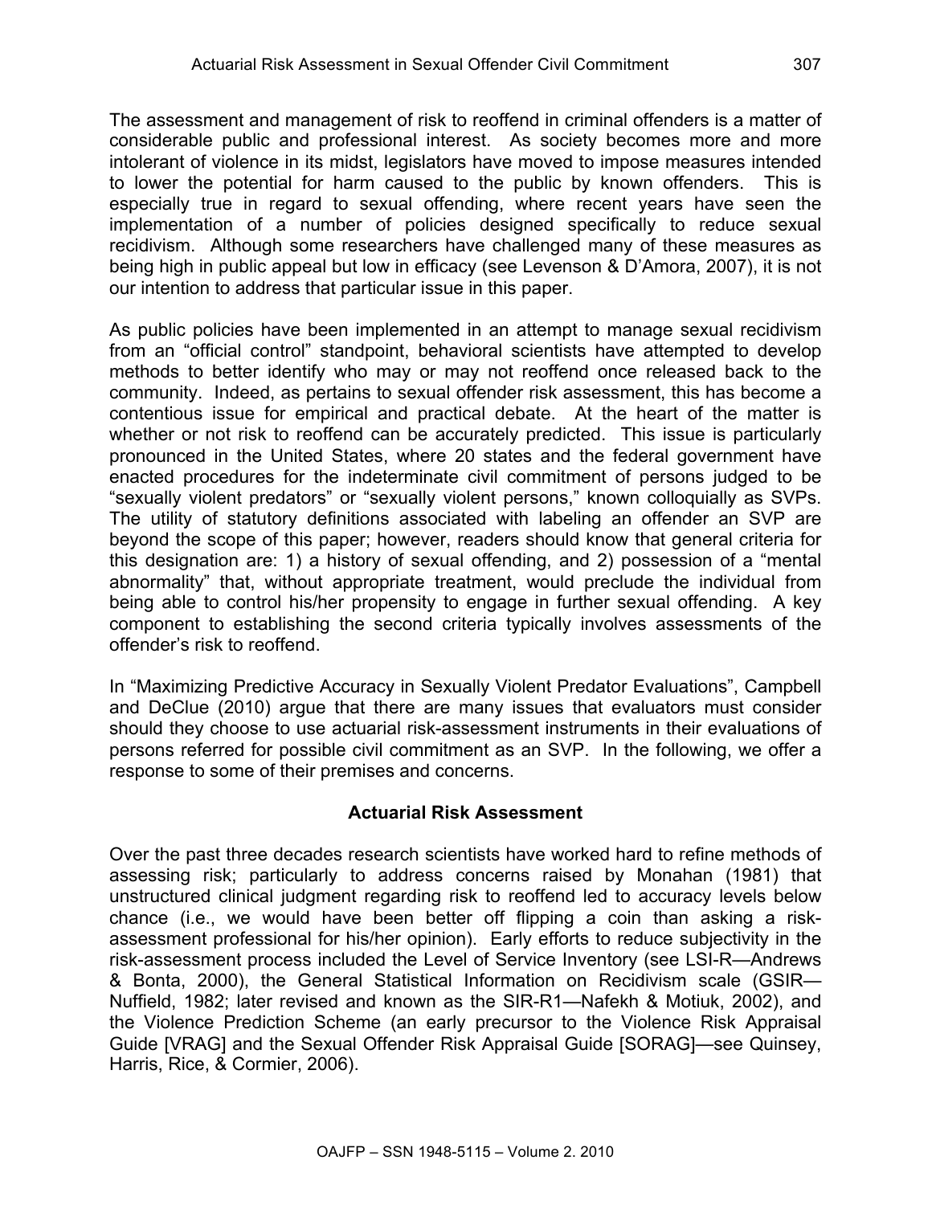The assessment and management of risk to reoffend in criminal offenders is a matter of considerable public and professional interest. As society becomes more and more intolerant of violence in its midst, legislators have moved to impose measures intended to lower the potential for harm caused to the public by known offenders. This is especially true in regard to sexual offending, where recent years have seen the implementation of a number of policies designed specifically to reduce sexual recidivism. Although some researchers have challenged many of these measures as being high in public appeal but low in efficacy (see Levenson & D'Amora, 2007), it is not our intention to address that particular issue in this paper.

As public policies have been implemented in an attempt to manage sexual recidivism from an "official control" standpoint, behavioral scientists have attempted to develop methods to better identify who may or may not reoffend once released back to the community. Indeed, as pertains to sexual offender risk assessment, this has become a contentious issue for empirical and practical debate. At the heart of the matter is whether or not risk to reoffend can be accurately predicted. This issue is particularly pronounced in the United States, where 20 states and the federal government have enacted procedures for the indeterminate civil commitment of persons judged to be "sexually violent predators" or "sexually violent persons," known colloquially as SVPs. The utility of statutory definitions associated with labeling an offender an SVP are beyond the scope of this paper; however, readers should know that general criteria for this designation are: 1) a history of sexual offending, and 2) possession of a "mental abnormality" that, without appropriate treatment, would preclude the individual from being able to control his/her propensity to engage in further sexual offending. A key component to establishing the second criteria typically involves assessments of the offender's risk to reoffend.

In "Maximizing Predictive Accuracy in Sexually Violent Predator Evaluations", Campbell and DeClue (2010) argue that there are many issues that evaluators must consider should they choose to use actuarial risk-assessment instruments in their evaluations of persons referred for possible civil commitment as an SVP. In the following, we offer a response to some of their premises and concerns.

## Actuarial Risk Assessment

Over the past three decades research scientists have worked hard to refine methods of assessing risk; particularly to address concerns raised by Monahan (1981) that unstructured clinical judgment regarding risk to reoffend led to accuracy levels below chance (i.e., we would have been better off flipping a coin than asking a risk-assessment professional for his/her opinion). Early efforts to reduce subjectivity in the risk-assessment process included the Level of Service Inventory (see LSI-R—Andrews & Bonta, 2000), the General Statistical Information on Recidivism scale (GSIR—Nuffield, 1982; later revised and known as the SIR-R1—Nafekh & Motiuk, 2002), and the Violence Prediction Scheme (an early precursor to the Violence Risk Appraisal Guide [VRAG] and the Sexual Offender Risk Appraisal Guide [SORAG]—see Quinsey, Harris, Rice, & Cormier, 2006).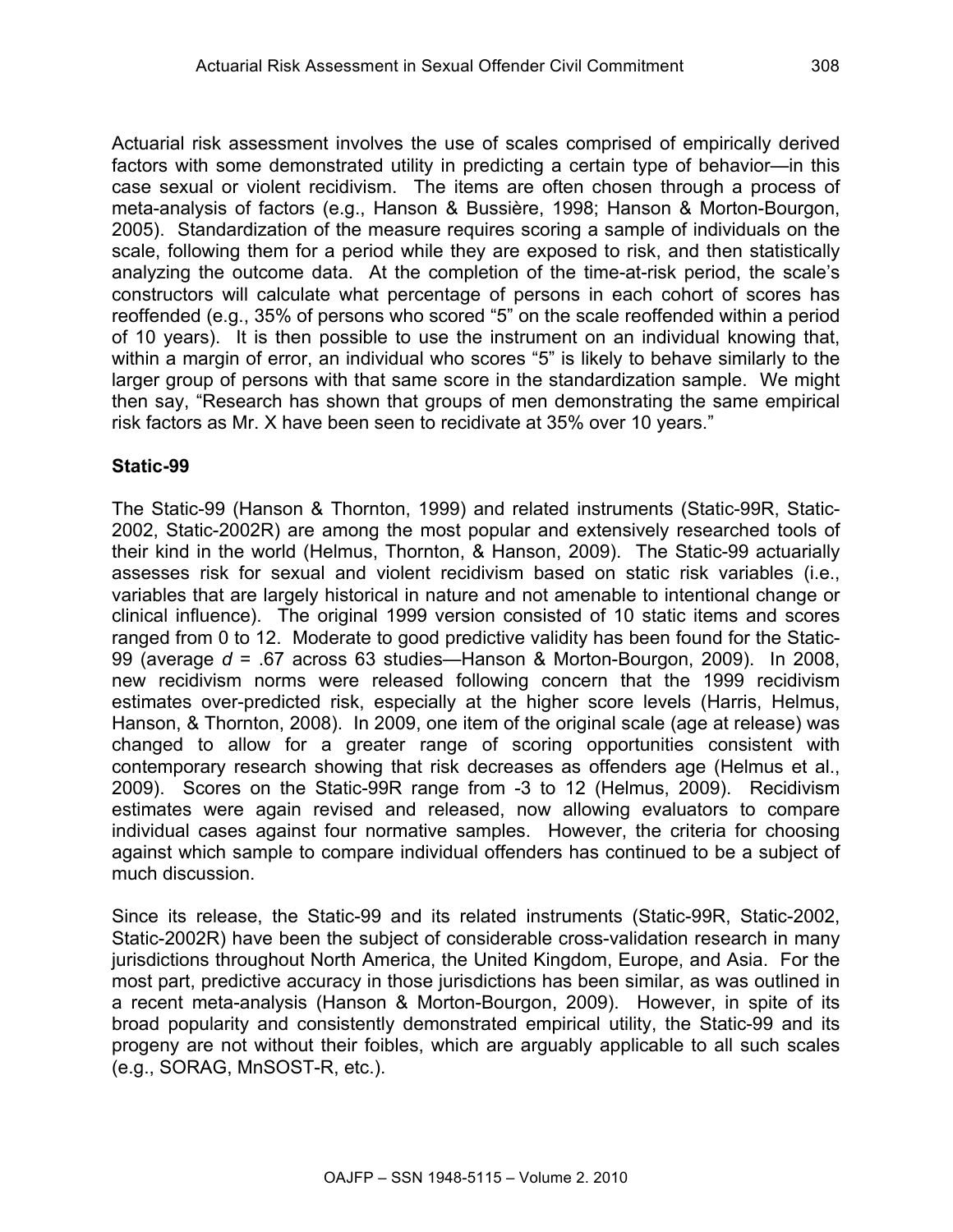Actuarial risk assessment involves the use of scales comprised of empirically derived factors with some demonstrated utility in predicting a certain type of behavior—in this case sexual or violent recidivism. The items are often chosen through a process of meta-analysis of factors (e.g., Hanson & Bussière, 1998; Hanson & Morton-Bourgon, 2005). Standardization of the measure requires scoring a sample of individuals on the scale, following them for a period while they are exposed to risk, and then statistically analyzing the outcome data. At the completion of the time-at-risk period, the scale's constructors will calculate what percentage of persons in each cohort of scores has reoffended (e.g., 35% of persons who scored "5" on the scale reoffended within a period of 10 years). It is then possible to use the instrument on an individual knowing that, within a margin of error, an individual who scores "5" is likely to behave similarly to the larger group of persons with that same score in the standardization sample. We might then say, "Research has shown that groups of men demonstrating the same empirical risk factors as Mr. X have been seen to recidivate at 35% over 10 years."

### Static-99

The Static-99 (Hanson & Thornton, 1999) and related instruments (Static-99R, Static-2002, Static-2002R) are among the most popular and extensively researched tools of their kind in the world (Helmus, Thornton, & Hanson, 2009). The Static-99 actuarially assesses risk for sexual and violent recidivism based on static risk variables (i.e., variables that are largely historical in nature and not amenable to intentional change or clinical influence). The original 1999 version consisted of 10 static items and scores ranged from 0 to 12. Moderate to good predictive validity has been found for the Static-99 (average $d$ = .67 across 63 studies—Hanson & Morton-Bourgon, 2009). In 2008, new recidivism norms were released following concern that the 1999 recidivism estimates over-predicted risk, especially at the higher score levels (Harris, Helmus, Hanson, & Thornton, 2008). In 2009, one item of the original scale (age at release) was changed to allow for a greater range of scoring opportunities consistent with contemporary research showing that risk decreases as offenders age (Helmus et al., 2009). Scores on the Static-99R range from -3 to 12 (Helmus, 2009). Recidivism estimates were again revised and released, now allowing evaluators to compare individual cases against four normative samples. However, the criteria for choosing against which sample to compare individual offenders has continued to be a subject of much discussion.

Since its release, the Static-99 and its related instruments (Static-99R, Static-2002, Static-2002R) have been the subject of considerable cross-validation research in many jurisdictions throughout North America, the United Kingdom, Europe, and Asia. For the most part, predictive accuracy in those jurisdictions has been similar, as was outlined in a recent meta-analysis (Hanson & Morton-Bourgon, 2009). However, in spite of its broad popularity and consistently demonstrated empirical utility, the Static-99 and its progeny are not without their foibles, which are arguably applicable to all such scales (e.g., SORAG, MnSOST-R, etc.).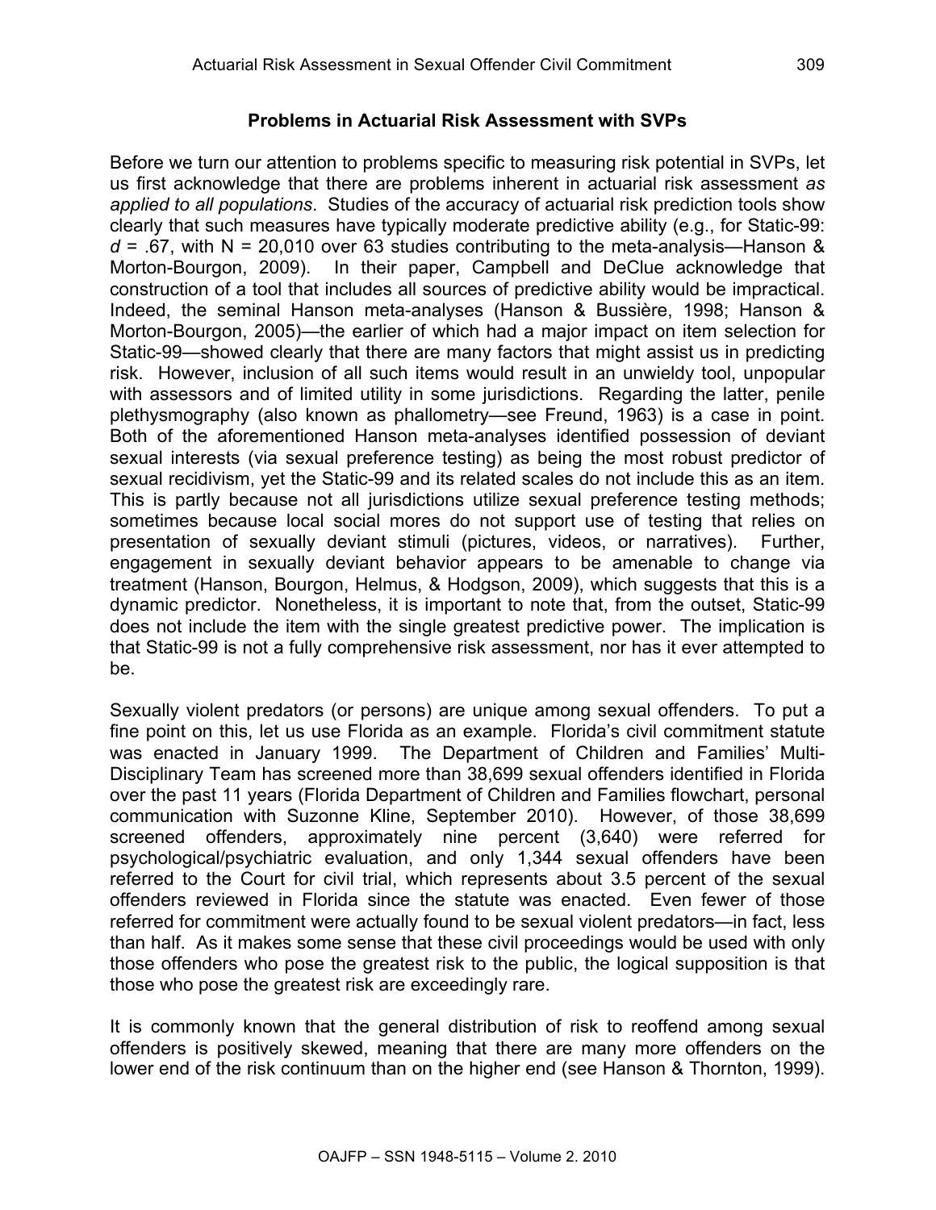## Problems in Actuarial Risk Assessment with SVPs

Before we turn our attention to problems specific to measuring risk potential in SVPs, let us first acknowledge that there are problems inherent in actuarial risk assessment *as applied to all populations*. Studies of the accuracy of actuarial risk prediction tools show clearly that such measures have typically moderate predictive ability (e.g., for Static-99: $d$ = .67, with N = 20,010 over 63 studies contributing to the meta-analysis—Hanson & Morton-Bourgon, 2009). In their paper, Campbell and DeClue acknowledge that construction of a tool that includes all sources of predictive ability would be impractical. Indeed, the seminal Hanson meta-analyses (Hanson & Bussière, 1998; Hanson & Morton-Bourgon, 2005)—the earlier of which had a major impact on item selection for Static-99—showed clearly that there are many factors that might assist us in predicting risk. However, inclusion of all such items would result in an unwieldy tool, unpopular with assessors and of limited utility in some jurisdictions. Regarding the latter, penile plethysmography (also known as phallometry—see Freund, 1963) is a case in point. Both of the aforementioned Hanson meta-analyses identified possession of deviant sexual interests (via sexual preference testing) as being the most robust predictor of sexual recidivism, yet the Static-99 and its related scales do not include this as an item. This is partly because not all jurisdictions utilize sexual preference testing methods; sometimes because local social mores do not support use of testing that relies on presentation of sexually deviant stimuli (pictures, videos, or narratives). Further, engagement in sexually deviant behavior appears to be amenable to change via treatment (Hanson, Bourgon, Helmus, & Hodgson, 2009), which suggests that this is a dynamic predictor. Nonetheless, it is important to note that, from the outset, Static-99 does not include the item with the single greatest predictive power. The implication is that Static-99 is not a fully comprehensive risk assessment, nor has it ever attempted to be.

Sexually violent predators (or persons) are unique among sexual offenders. To put a fine point on this, let us use Florida as an example. Florida's civil commitment statute was enacted in January 1999. The Department of Children and Families' Multi-Disciplinary Team has screened more than 38,699 sexual offenders identified in Florida over the past 11 years (Florida Department of Children and Families flowchart, personal communication with Suzonne Kline, September 2010). However, of those 38,699 screened offenders, approximately nine percent (3,640) were referred for psychological/psychiatric evaluation, and only 1,344 sexual offenders have been referred to the Court for civil trial, which represents about 3.5 percent of the sexual offenders reviewed in Florida since the statute was enacted. Even fewer of those referred for commitment were actually found to be sexual violent predators—in fact, less than half. As it makes some sense that these civil proceedings would be used with only those offenders who pose the greatest risk to the public, the logical supposition is that those who pose the greatest risk are exceedingly rare.

It is commonly known that the general distribution of risk to reoffend among sexual offenders is positively skewed, meaning that there are many more offenders on the lower end of the risk continuum than on the higher end (see Hanson & Thornton, 1999).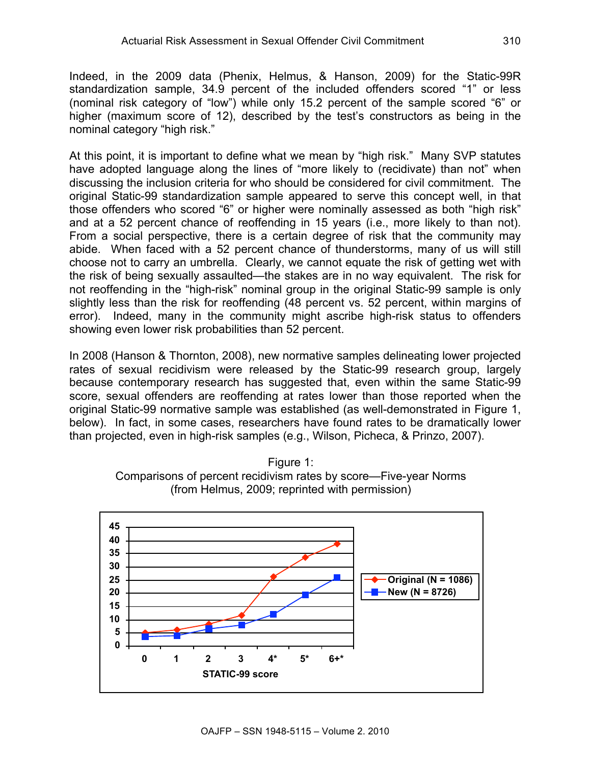Indeed, in the 2009 data (Phenix, Helmus, & Hanson, 2009) for the Static-99R standardization sample, 34.9 percent of the included offenders scored "1" or less (nominal risk category of "low") while only 15.2 percent of the sample scored "6" or higher (maximum score of 12), described by the test's constructors as being in the nominal category "high risk."

At this point, it is important to define what we mean by "high risk." Many SVP statutes have adopted language along the lines of "more likely to (recidivate) than not" when discussing the inclusion criteria for who should be considered for civil commitment. The original Static-99 standardization sample appeared to serve this concept well, in that those offenders who scored "6" or higher were nominally assessed as both "high risk" and at a 52 percent chance of reoffending in 15 years (i.e., more likely to than not). From a social perspective, there is a certain degree of risk that the community may abide. When faced with a 52 percent chance of thunderstorms, many of us will still choose not to carry an umbrella. Clearly, we cannot equate the risk of getting wet with the risk of being sexually assaulted—the stakes are in no way equivalent. The risk for not reoffending in the "high-risk" nominal group in the original Static-99 sample is only slightly less than the risk for reoffending (48 percent vs. 52 percent, within margins of error). Indeed, many in the community might ascribe high-risk status to offenders showing even lower risk probabilities than 52 percent.

In 2008 (Hanson & Thornton, 2008), new normative samples delineating lower projected rates of sexual recidivism were released by the Static-99 research group, largely because contemporary research has suggested that, even within the same Static-99 score, sexual offenders are reoffending at rates lower than those reported when the original Static-99 normative sample was established (as well-demonstrated in Figure 1, below). In fact, in some cases, researchers have found rates to be dramatically lower than projected, even in high-risk samples (e.g., Wilson, Picheca, & Prinzo, 2007).

Figure 1:
Comparisons of percent recidivism rates by score—Five-year Norms
(from Helmus, 2009; reprinted with permission)

| STATIC-99 score | Original (N = 1086) | New (N = 8726) |
|---|---|---|
| 0 | ~5 | ~3.5 |
| 1 | ~6 | ~4 |
| 2 | ~8 | ~6.5 |
| 3 | ~11.5 | ~8 |
| 4* | ~26 | ~12 |
| 5* | ~33.5 | ~19 |
| 6+* | ~38.5 | ~26 |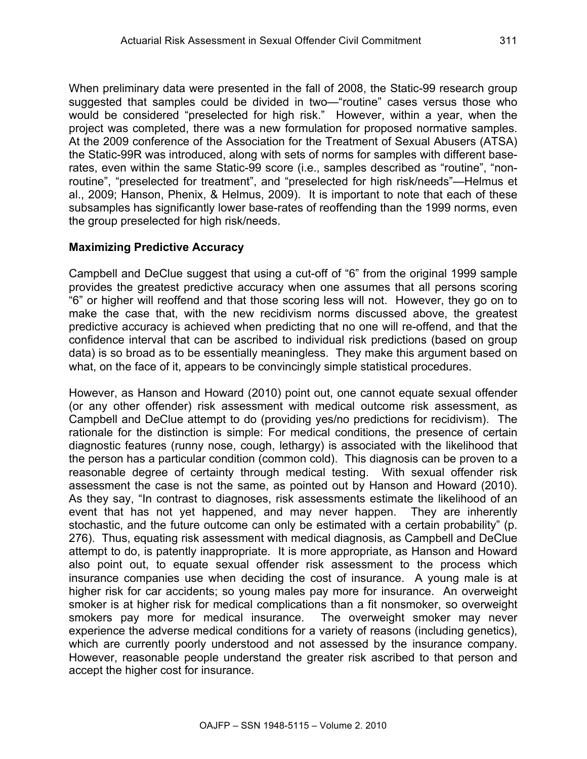When preliminary data were presented in the fall of 2008, the Static-99 research group suggested that samples could be divided in two—"routine" cases versus those who would be considered "preselected for high risk." However, within a year, when the project was completed, there was a new formulation for proposed normative samples. At the 2009 conference of the Association for the Treatment of Sexual Abusers (ATSA) the Static-99R was introduced, along with sets of norms for samples with different base-rates, even within the same Static-99 score (i.e., samples described as "routine", "non-routine", "preselected for treatment", and "preselected for high risk/needs"—Helmus et al., 2009; Hanson, Phenix, & Helmus, 2009). It is important to note that each of these subsamples has significantly lower base-rates of reoffending than the 1999 norms, even the group preselected for high risk/needs.

## Maximizing Predictive Accuracy

Campbell and DeClue suggest that using a cut-off of "6" from the original 1999 sample provides the greatest predictive accuracy when one assumes that all persons scoring "6" or higher will reoffend and that those scoring less will not. However, they go on to make the case that, with the new recidivism norms discussed above, the greatest predictive accuracy is achieved when predicting that no one will re-offend, and that the confidence interval that can be ascribed to individual risk predictions (based on group data) is so broad as to be essentially meaningless. They make this argument based on what, on the face of it, appears to be convincingly simple statistical procedures.

However, as Hanson and Howard (2010) point out, one cannot equate sexual offender (or any other offender) risk assessment with medical outcome risk assessment, as Campbell and DeClue attempt to do (providing yes/no predictions for recidivism). The rationale for the distinction is simple: For medical conditions, the presence of certain diagnostic features (runny nose, cough, lethargy) is associated with the likelihood that the person has a particular condition (common cold). This diagnosis can be proven to a reasonable degree of certainty through medical testing. With sexual offender risk assessment the case is not the same, as pointed out by Hanson and Howard (2010). As they say, "In contrast to diagnoses, risk assessments estimate the likelihood of an event that has not yet happened, and may never happen. They are inherently stochastic, and the future outcome can only be estimated with a certain probability" (p. 276). Thus, equating risk assessment with medical diagnosis, as Campbell and DeClue attempt to do, is patently inappropriate. It is more appropriate, as Hanson and Howard also point out, to equate sexual offender risk assessment to the process which insurance companies use when deciding the cost of insurance. A young male is at higher risk for car accidents; so young males pay more for insurance. An overweight smoker is at higher risk for medical complications than a fit nonsmoker, so overweight smokers pay more for medical insurance. The overweight smoker may never experience the adverse medical conditions for a variety of reasons (including genetics), which are currently poorly understood and not assessed by the insurance company. However, reasonable people understand the greater risk ascribed to that person and accept the higher cost for insurance.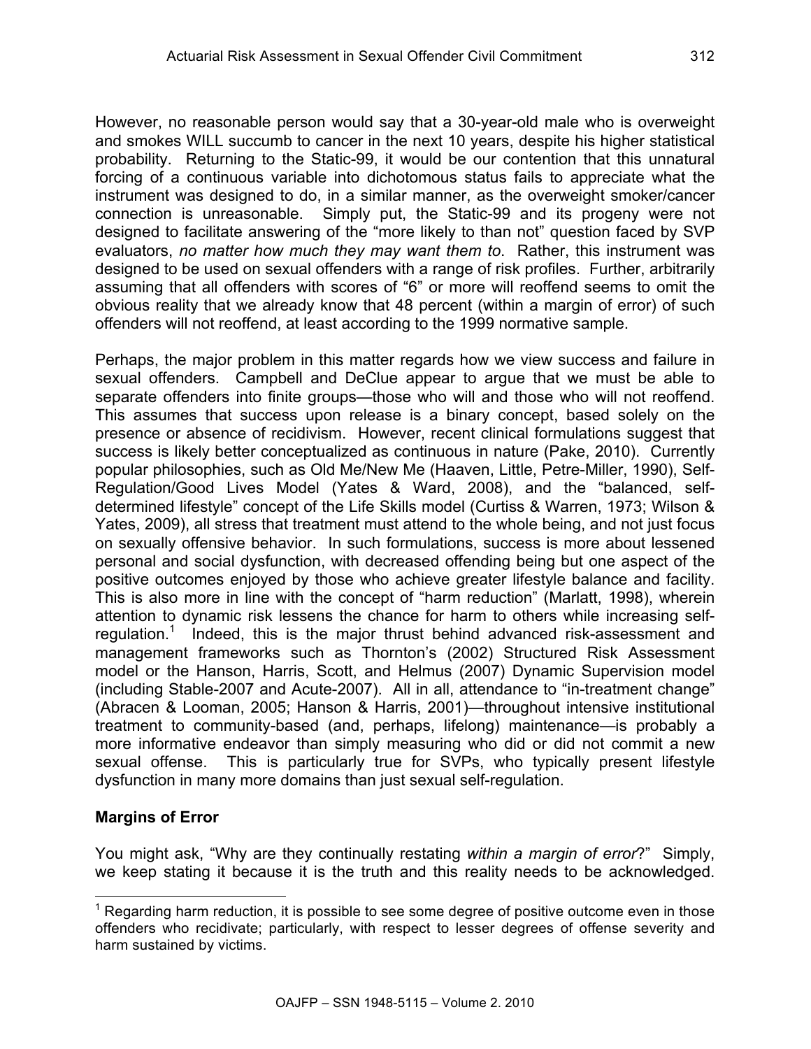However, no reasonable person would say that a 30-year-old male who is overweight and smokes WILL succumb to cancer in the next 10 years, despite his higher statistical probability. Returning to the Static-99, it would be our contention that this unnatural forcing of a continuous variable into dichotomous status fails to appreciate what the instrument was designed to do, in a similar manner, as the overweight smoker/cancer connection is unreasonable. Simply put, the Static-99 and its progeny were not designed to facilitate answering of the "more likely to than not" question faced by SVP evaluators, *no matter how much they may want them to*. Rather, this instrument was designed to be used on sexual offenders with a range of risk profiles. Further, arbitrarily assuming that all offenders with scores of "6" or more will reoffend seems to omit the obvious reality that we already know that 48 percent (within a margin of error) of such offenders will not reoffend, at least according to the 1999 normative sample.

Perhaps, the major problem in this matter regards how we view success and failure in sexual offenders. Campbell and DeClue appear to argue that we must be able to separate offenders into finite groups—those who will and those who will not reoffend. This assumes that success upon release is a binary concept, based solely on the presence or absence of recidivism. However, recent clinical formulations suggest that success is likely better conceptualized as continuous in nature (Pake, 2010). Currently popular philosophies, such as Old Me/New Me (Haaven, Little, Petre-Miller, 1990), Self-Regulation/Good Lives Model (Yates & Ward, 2008), and the "balanced, self-determined lifestyle" concept of the Life Skills model (Curtiss & Warren, 1973; Wilson & Yates, 2009), all stress that treatment must attend to the whole being, and not just focus on sexually offensive behavior. In such formulations, success is more about lessened personal and social dysfunction, with decreased offending being but one aspect of the positive outcomes enjoyed by those who achieve greater lifestyle balance and facility. This is also more in line with the concept of "harm reduction" (Marlatt, 1998), wherein attention to dynamic risk lessens the chance for harm to others while increasing self-regulation.[1] Indeed, this is the major thrust behind advanced risk-assessment and management frameworks such as Thornton's (2002) Structured Risk Assessment model or the Hanson, Harris, Scott, and Helmus (2007) Dynamic Supervision model (including Stable-2007 and Acute-2007). All in all, attendance to "in-treatment change" (Abracen & Looman, 2005; Hanson & Harris, 2001)—throughout intensive institutional treatment to community-based (and, perhaps, lifelong) maintenance—is probably a more informative endeavor than simply measuring who did or did not commit a new sexual offense. This is particularly true for SVPs, who typically present lifestyle dysfunction in many more domains than just sexual self-regulation.

## Margins of Error

You might ask, "Why are they continually restating *within a margin of error*?" Simply, we keep stating it because it is the truth and this reality needs to be acknowledged.

[1] Regarding harm reduction, it is possible to see some degree of positive outcome even in those offenders who recidivate; particularly, with respect to lesser degrees of offense severity and harm sustained by victims.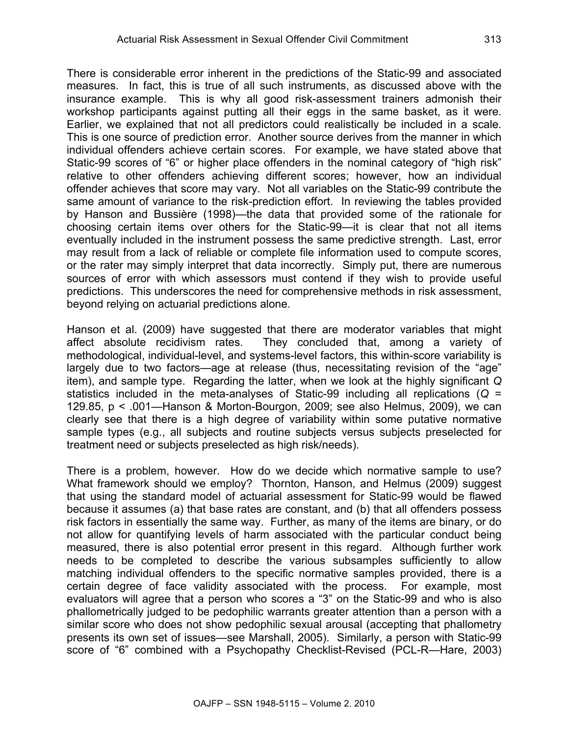There is considerable error inherent in the predictions of the Static-99 and associated measures. In fact, this is true of all such instruments, as discussed above with the insurance example. This is why all good risk-assessment trainers admonish their workshop participants against putting all their eggs in the same basket, as it were. Earlier, we explained that not all predictors could realistically be included in a scale. This is one source of prediction error. Another source derives from the manner in which individual offenders achieve certain scores. For example, we have stated above that Static-99 scores of "6" or higher place offenders in the nominal category of "high risk" relative to other offenders achieving different scores; however, how an individual offender achieves that score may vary. Not all variables on the Static-99 contribute the same amount of variance to the risk-prediction effort. In reviewing the tables provided by Hanson and Bussière (1998)—the data that provided some of the rationale for choosing certain items over others for the Static-99—it is clear that not all items eventually included in the instrument possess the same predictive strength. Last, error may result from a lack of reliable or complete file information used to compute scores, or the rater may simply interpret that data incorrectly. Simply put, there are numerous sources of error with which assessors must contend if they wish to provide useful predictions. This underscores the need for comprehensive methods in risk assessment, beyond relying on actuarial predictions alone.

Hanson et al. (2009) have suggested that there are moderator variables that might affect absolute recidivism rates. They concluded that, among a variety of methodological, individual-level, and systems-level factors, this within-score variability is largely due to two factors—age at release (thus, necessitating revision of the "age" item), and sample type. Regarding the latter, when we look at the highly significant *Q* statistics included in the meta-analyses of Static-99 including all replications ($Q = 129.85$, $p < .001$—Hanson & Morton-Bourgon, 2009; see also Helmus, 2009), we can clearly see that there is a high degree of variability within some putative normative sample types (e.g., all subjects and routine subjects versus subjects preselected for treatment need or subjects preselected as high risk/needs).

There is a problem, however. How do we decide which normative sample to use? What framework should we employ? Thornton, Hanson, and Helmus (2009) suggest that using the standard model of actuarial assessment for Static-99 would be flawed because it assumes (a) that base rates are constant, and (b) that all offenders possess risk factors in essentially the same way. Further, as many of the items are binary, or do not allow for quantifying levels of harm associated with the particular conduct being measured, there is also potential error present in this regard. Although further work needs to be completed to describe the various subsamples sufficiently to allow matching individual offenders to the specific normative samples provided, there is a certain degree of face validity associated with the process. For example, most evaluators will agree that a person who scores a "3" on the Static-99 and who is also phallometrically judged to be pedophilic warrants greater attention than a person with a similar score who does not show pedophilic sexual arousal (accepting that phallometry presents its own set of issues—see Marshall, 2005). Similarly, a person with Static-99 score of "6" combined with a Psychopathy Checklist-Revised (PCL-R—Hare, 2003)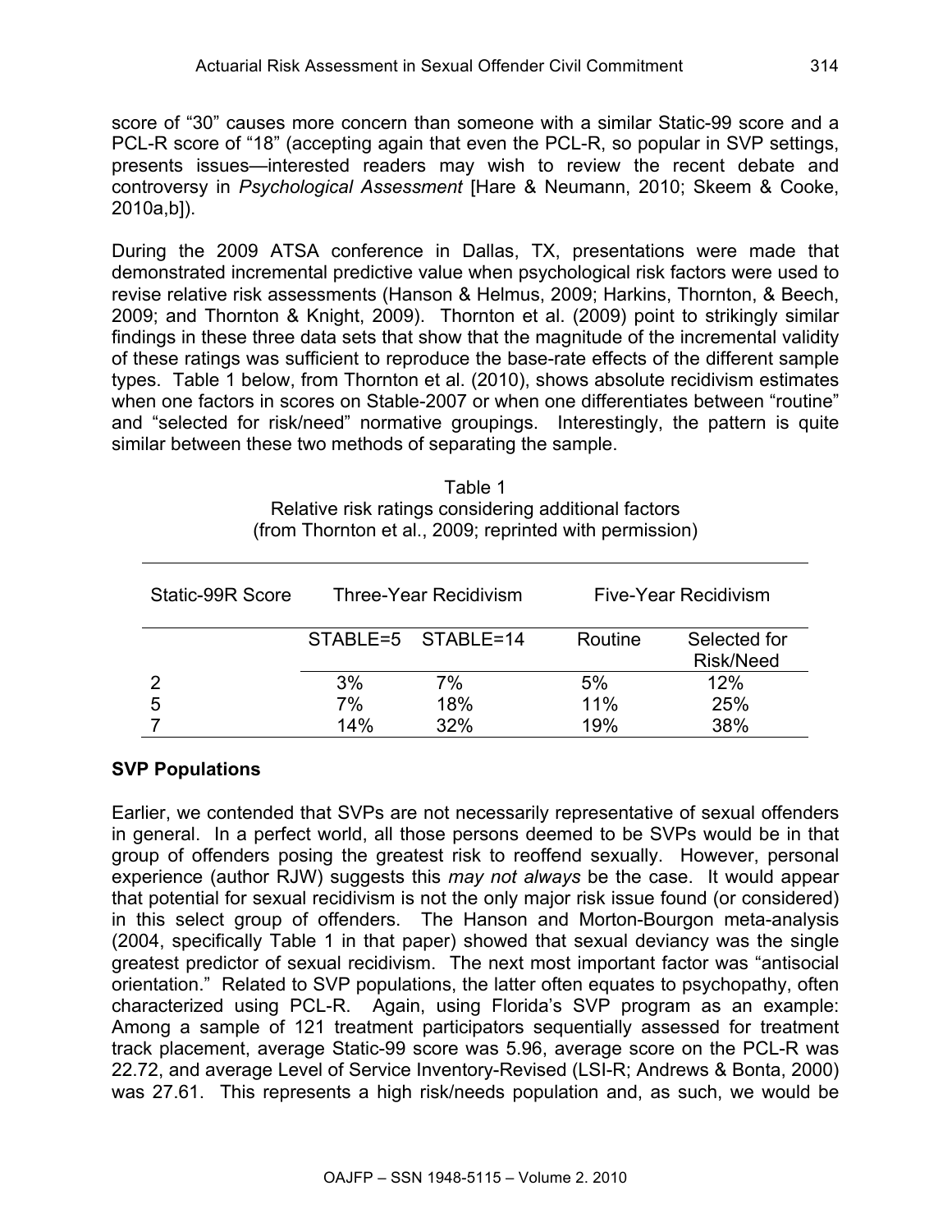score of "30" causes more concern than someone with a similar Static-99 score and a PCL-R score of "18" (accepting again that even the PCL-R, so popular in SVP settings, presents issues—interested readers may wish to review the recent debate and controversy in *Psychological Assessment* [Hare & Neumann, 2010; Skeem & Cooke, 2010a,b]).

During the 2009 ATSA conference in Dallas, TX, presentations were made that demonstrated incremental predictive value when psychological risk factors were used to revise relative risk assessments (Hanson & Helmus, 2009; Harkins, Thornton, & Beech, 2009; and Thornton & Knight, 2009). Thornton et al. (2009) point to strikingly similar findings in these three data sets that show that the magnitude of the incremental validity of these ratings was sufficient to reproduce the base-rate effects of the different sample types. Table 1 below, from Thornton et al. (2010), shows absolute recidivism estimates when one factors in scores on Stable-2007 or when one differentiates between "routine" and "selected for risk/need" normative groupings. Interestingly, the pattern is quite similar between these two methods of separating the sample.

Table 1
Relative risk ratings considering additional factors
(from Thornton et al., 2009; reprinted with permission)

| Static-99R Score | Three-Year Recidivism | | Five-Year Recidivism | |
|---|---|---|---|---|
| | STABLE=5 | STABLE=14 | Routine | Selected for Risk/Need |
| 2 | 3% | 7% | 5% | 12% |
| 5 | 7% | 18% | 11% | 25% |
| 7 | 14% | 32% | 19% | 38% |

**SVP Populations**

Earlier, we contended that SVPs are not necessarily representative of sexual offenders in general. In a perfect world, all those persons deemed to be SVPs would be in that group of offenders posing the greatest risk to reoffend sexually. However, personal experience (author RJW) suggests this *may not always* be the case. It would appear that potential for sexual recidivism is not the only major risk issue found (or considered) in this select group of offenders. The Hanson and Morton-Bourgon meta-analysis (2004, specifically Table 1 in that paper) showed that sexual deviancy was the single greatest predictor of sexual recidivism. The next most important factor was "antisocial orientation." Related to SVP populations, the latter often equates to psychopathy, often characterized using PCL-R. Again, using Florida's SVP program as an example: Among a sample of 121 treatment participators sequentially assessed for treatment track placement, average Static-99 score was 5.96, average score on the PCL-R was 22.72, and average Level of Service Inventory-Revised (LSI-R; Andrews & Bonta, 2000) was 27.61. This represents a high risk/needs population and, as such, we would be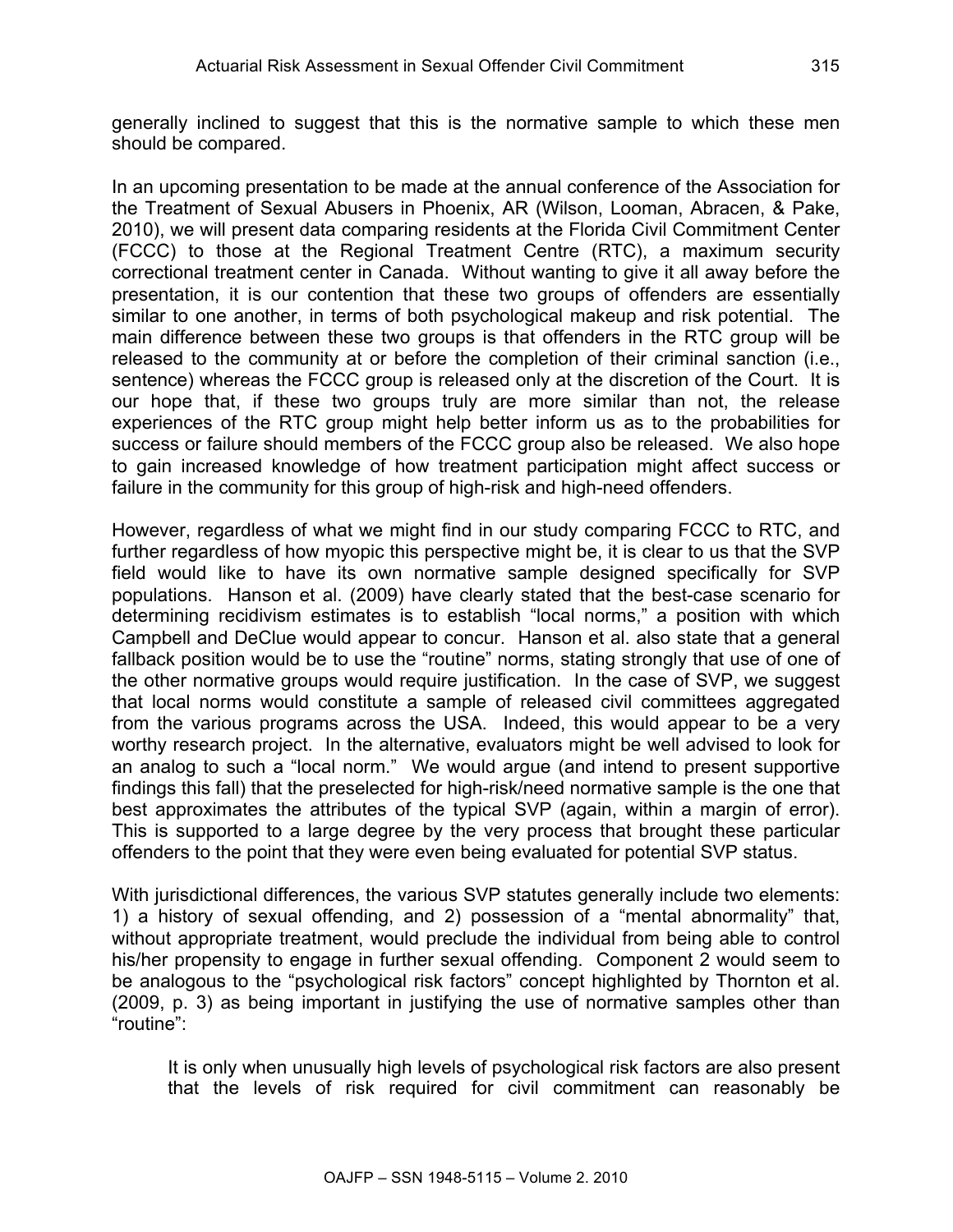generally inclined to suggest that this is the normative sample to which these men should be compared.

In an upcoming presentation to be made at the annual conference of the Association for the Treatment of Sexual Abusers in Phoenix, AR (Wilson, Looman, Abracen, & Pake, 2010), we will present data comparing residents at the Florida Civil Commitment Center (FCCC) to those at the Regional Treatment Centre (RTC), a maximum security correctional treatment center in Canada. Without wanting to give it all away before the presentation, it is our contention that these two groups of offenders are essentially similar to one another, in terms of both psychological makeup and risk potential. The main difference between these two groups is that offenders in the RTC group will be released to the community at or before the completion of their criminal sanction (i.e., sentence) whereas the FCCC group is released only at the discretion of the Court. It is our hope that, if these two groups truly are more similar than not, the release experiences of the RTC group might help better inform us as to the probabilities for success or failure should members of the FCCC group also be released. We also hope to gain increased knowledge of how treatment participation might affect success or failure in the community for this group of high-risk and high-need offenders.

However, regardless of what we might find in our study comparing FCCC to RTC, and further regardless of how myopic this perspective might be, it is clear to us that the SVP field would like to have its own normative sample designed specifically for SVP populations. Hanson et al. (2009) have clearly stated that the best-case scenario for determining recidivism estimates is to establish "local norms," a position with which Campbell and DeClue would appear to concur. Hanson et al. also state that a general fallback position would be to use the "routine" norms, stating strongly that use of one of the other normative groups would require justification. In the case of SVP, we suggest that local norms would constitute a sample of released civil committees aggregated from the various programs across the USA. Indeed, this would appear to be a very worthy research project. In the alternative, evaluators might be well advised to look for an analog to such a "local norm." We would argue (and intend to present supportive findings this fall) that the preselected for high-risk/need normative sample is the one that best approximates the attributes of the typical SVP (again, within a margin of error). This is supported to a large degree by the very process that brought these particular offenders to the point that they were even being evaluated for potential SVP status.

With jurisdictional differences, the various SVP statutes generally include two elements: 1) a history of sexual offending, and 2) possession of a "mental abnormality" that, without appropriate treatment, would preclude the individual from being able to control his/her propensity to engage in further sexual offending. Component 2 would seem to be analogous to the "psychological risk factors" concept highlighted by Thornton et al. (2009, p. 3) as being important in justifying the use of normative samples other than "routine":

> It is only when unusually high levels of psychological risk factors are also present that the levels of risk required for civil commitment can reasonably be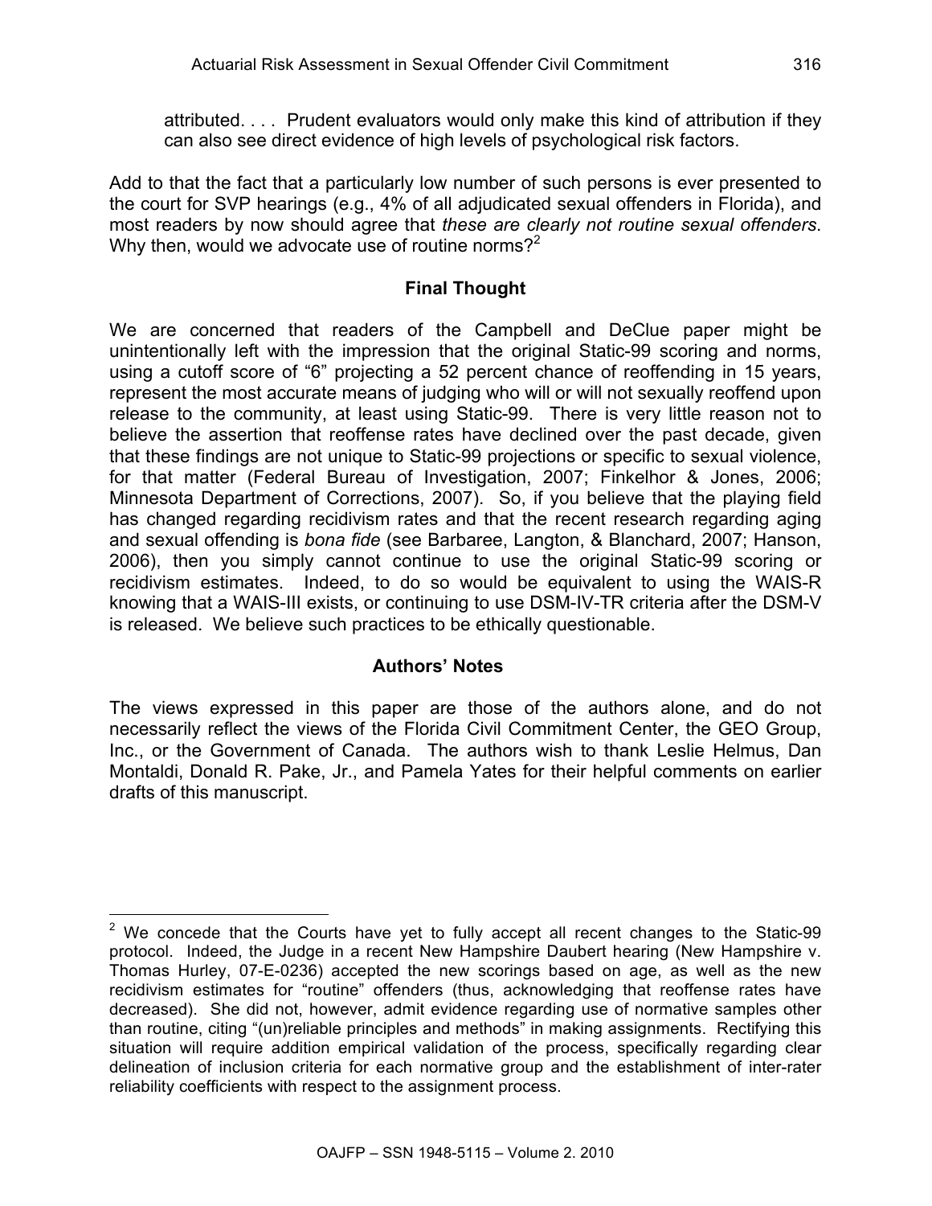> attributed. . . . Prudent evaluators would only make this kind of attribution if they can also see direct evidence of high levels of psychological risk factors.

Add to that the fact that a particularly low number of such persons is ever presented to the court for SVP hearings (e.g., 4% of all adjudicated sexual offenders in Florida), and most readers by now should agree that *these are clearly not routine sexual offenders*. Why then, would we advocate use of routine norms?[2]

### Final Thought

We are concerned that readers of the Campbell and DeClue paper might be unintentionally left with the impression that the original Static-99 scoring and norms, using a cutoff score of "6" projecting a 52 percent chance of reoffending in 15 years, represent the most accurate means of judging who will or will not sexually reoffend upon release to the community, at least using Static-99. There is very little reason not to believe the assertion that reoffense rates have declined over the past decade, given that these findings are not unique to Static-99 projections or specific to sexual violence, for that matter (Federal Bureau of Investigation, 2007; Finkelhor & Jones, 2006; Minnesota Department of Corrections, 2007). So, if you believe that the playing field has changed regarding recidivism rates and that the recent research regarding aging and sexual offending is *bona fide* (see Barbaree, Langton, & Blanchard, 2007; Hanson, 2006), then you simply cannot continue to use the original Static-99 scoring or recidivism estimates. Indeed, to do so would be equivalent to using the WAIS-R knowing that a WAIS-III exists, or continuing to use DSM-IV-TR criteria after the DSM-V is released. We believe such practices to be ethically questionable.

### Authors' Notes

The views expressed in this paper are those of the authors alone, and do not necessarily reflect the views of the Florida Civil Commitment Center, the GEO Group, Inc., or the Government of Canada. The authors wish to thank Leslie Helmus, Dan Montaldi, Donald R. Pake, Jr., and Pamela Yates for their helpful comments on earlier drafts of this manuscript.

---

[2] We concede that the Courts have yet to fully accept all recent changes to the Static-99 protocol. Indeed, the Judge in a recent New Hampshire Daubert hearing (New Hampshire v. Thomas Hurley, 07-E-0236) accepted the new scorings based on age, as well as the new recidivism estimates for "routine" offenders (thus, acknowledging that reoffense rates have decreased). She did not, however, admit evidence regarding use of normative samples other than routine, citing "(un)reliable principles and methods" in making assignments. Rectifying this situation will require addition empirical validation of the process, specifically regarding clear delineation of inclusion criteria for each normative group and the establishment of inter-rater reliability coefficients with respect to the assignment process.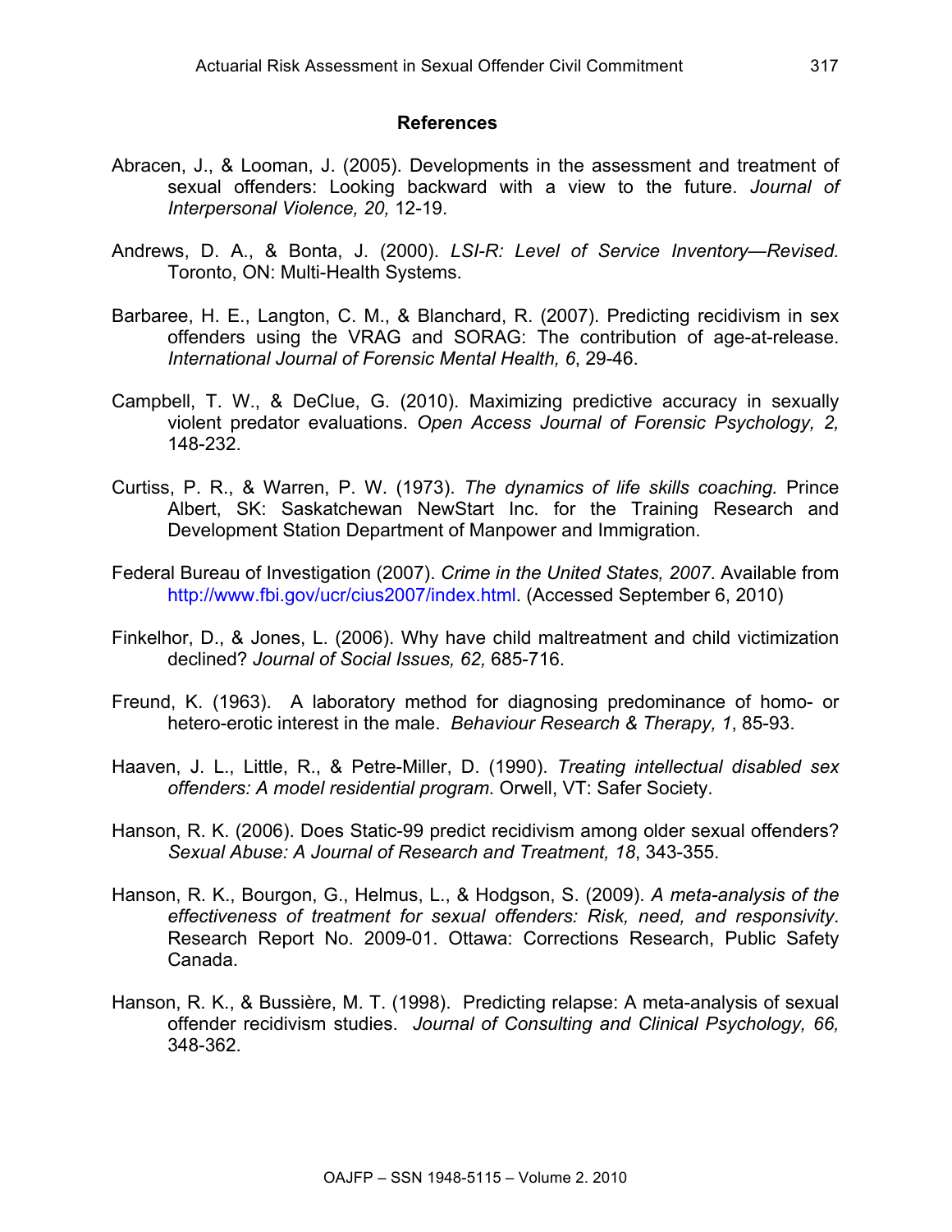## References

Abracen, J., & Looman, J. (2005). Developments in the assessment and treatment of sexual offenders: Looking backward with a view to the future. *Journal of Interpersonal Violence, 20,* 12-19.

Andrews, D. A., & Bonta, J. (2000). *LSI-R: Level of Service Inventory—Revised.* Toronto, ON: Multi-Health Systems.

Barbaree, H. E., Langton, C. M., & Blanchard, R. (2007). Predicting recidivism in sex offenders using the VRAG and SORAG: The contribution of age-at-release. *International Journal of Forensic Mental Health, 6*, 29-46.

Campbell, T. W., & DeClue, G. (2010). Maximizing predictive accuracy in sexually violent predator evaluations. *Open Access Journal of Forensic Psychology, 2,* 148-232.

Curtiss, P. R., & Warren, P. W. (1973). *The dynamics of life skills coaching.* Prince Albert, SK: Saskatchewan NewStart Inc. for the Training Research and Development Station Department of Manpower and Immigration.

Federal Bureau of Investigation (2007). *Crime in the United States, 2007*. Available from http://www.fbi.gov/ucr/cius2007/index.html. (Accessed September 6, 2010)

Finkelhor, D., & Jones, L. (2006). Why have child maltreatment and child victimization declined? *Journal of Social Issues, 62,* 685-716.

Freund, K. (1963). A laboratory method for diagnosing predominance of homo- or hetero-erotic interest in the male. *Behaviour Research & Therapy, 1*, 85-93.

Haaven, J. L., Little, R., & Petre-Miller, D. (1990). *Treating intellectual disabled sex offenders: A model residential program*. Orwell, VT: Safer Society.

Hanson, R. K. (2006). Does Static-99 predict recidivism among older sexual offenders? *Sexual Abuse: A Journal of Research and Treatment, 18*, 343-355.

Hanson, R. K., Bourgon, G., Helmus, L., & Hodgson, S. (2009). *A meta-analysis of the effectiveness of treatment for sexual offenders: Risk, need, and responsivity*. Research Report No. 2009-01. Ottawa: Corrections Research, Public Safety Canada.

Hanson, R. K., & Bussière, M. T. (1998). Predicting relapse: A meta-analysis of sexual offender recidivism studies. *Journal of Consulting and Clinical Psychology, 66,* 348-362.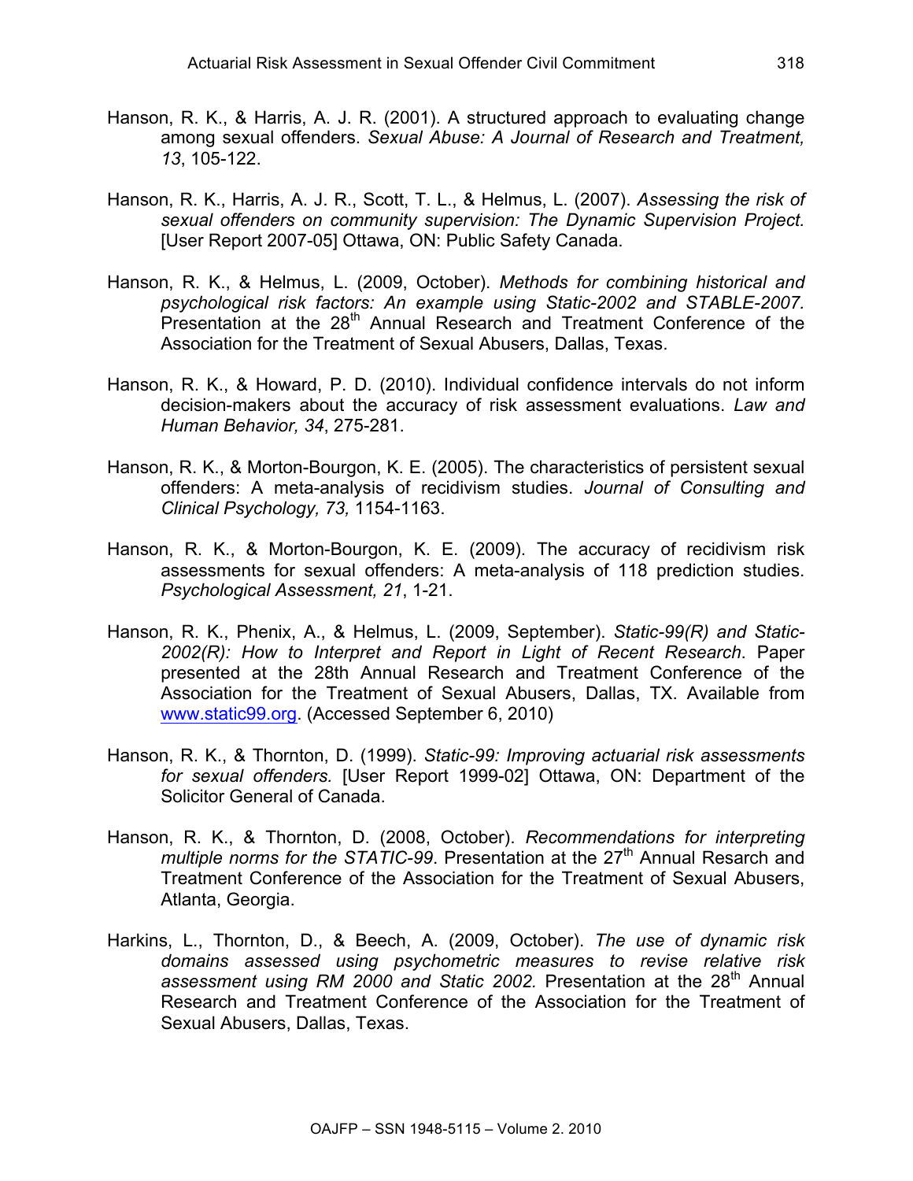Hanson, R. K., & Harris, A. J. R. (2001). A structured approach to evaluating change among sexual offenders. *Sexual Abuse: A Journal of Research and Treatment, 13*, 105-122.

Hanson, R. K., Harris, A. J. R., Scott, T. L., & Helmus, L. (2007). *Assessing the risk of sexual offenders on community supervision: The Dynamic Supervision Project.* [User Report 2007-05] Ottawa, ON: Public Safety Canada.

Hanson, R. K., & Helmus, L. (2009, October). *Methods for combining historical and psychological risk factors: An example using Static-2002 and STABLE-2007.* Presentation at the 28th Annual Research and Treatment Conference of the Association for the Treatment of Sexual Abusers, Dallas, Texas.

Hanson, R. K., & Howard, P. D. (2010). Individual confidence intervals do not inform decision-makers about the accuracy of risk assessment evaluations. *Law and Human Behavior, 34*, 275-281.

Hanson, R. K., & Morton-Bourgon, K. E. (2005). The characteristics of persistent sexual offenders: A meta-analysis of recidivism studies. *Journal of Consulting and Clinical Psychology, 73,* 1154-1163.

Hanson, R. K., & Morton-Bourgon, K. E. (2009). The accuracy of recidivism risk assessments for sexual offenders: A meta-analysis of 118 prediction studies. *Psychological Assessment, 21*, 1-21.

Hanson, R. K., Phenix, A., & Helmus, L. (2009, September). *Static-99(R) and Static-2002(R): How to Interpret and Report in Light of Recent Research*. Paper presented at the 28th Annual Research and Treatment Conference of the Association for the Treatment of Sexual Abusers, Dallas, TX. Available from www.static99.org. (Accessed September 6, 2010)

Hanson, R. K., & Thornton, D. (1999). *Static-99: Improving actuarial risk assessments for sexual offenders.* [User Report 1999-02] Ottawa, ON: Department of the Solicitor General of Canada.

Hanson, R. K., & Thornton, D. (2008, October). *Recommendations for interpreting multiple norms for the STATIC-99*. Presentation at the 27th Annual Resarch and Treatment Conference of the Association for the Treatment of Sexual Abusers, Atlanta, Georgia.

Harkins, L., Thornton, D., & Beech, A. (2009, October). *The use of dynamic risk domains assessed using psychometric measures to revise relative risk assessment using RM 2000 and Static 2002.* Presentation at the 28th Annual Research and Treatment Conference of the Association for the Treatment of Sexual Abusers, Dallas, Texas.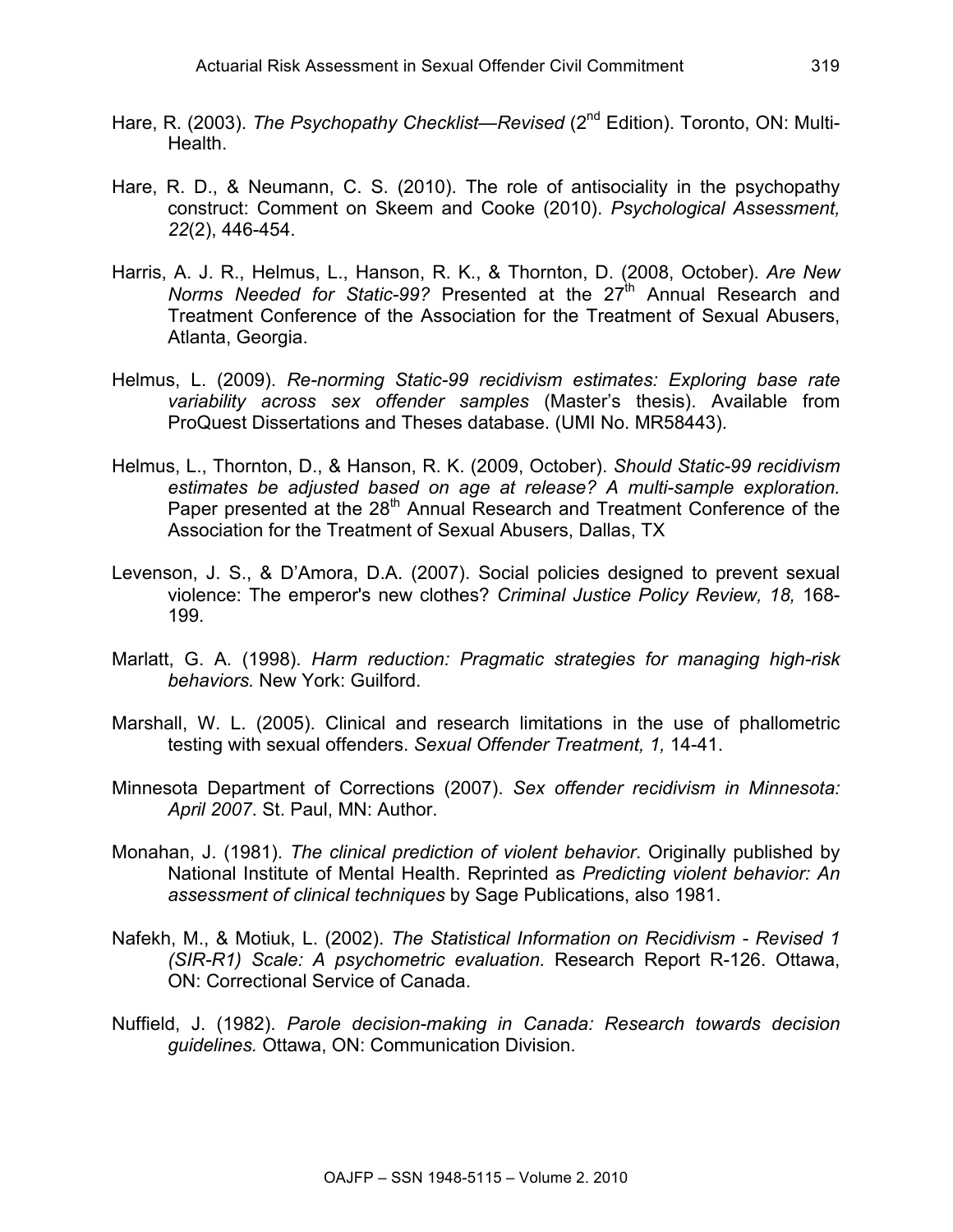Hare, R. (2003). *The Psychopathy Checklist—Revised* (2[nd] Edition). Toronto, ON: Multi-Health.

Hare, R. D., & Neumann, C. S. (2010). The role of antisociality in the psychopathy construct: Comment on Skeem and Cooke (2010). *Psychological Assessment, 22*(2), 446-454.

Harris, A. J. R., Helmus, L., Hanson, R. K., & Thornton, D. (2008, October). *Are New Norms Needed for Static-99?* Presented at the 27[th] Annual Research and Treatment Conference of the Association for the Treatment of Sexual Abusers, Atlanta, Georgia.

Helmus, L. (2009). *Re-norming Static-99 recidivism estimates: Exploring base rate variability across sex offender samples* (Master's thesis). Available from ProQuest Dissertations and Theses database. (UMI No. MR58443).

Helmus, L., Thornton, D., & Hanson, R. K. (2009, October). *Should Static-99 recidivism estimates be adjusted based on age at release? A multi-sample exploration.* Paper presented at the 28[th] Annual Research and Treatment Conference of the Association for the Treatment of Sexual Abusers, Dallas, TX

Levenson, J. S., & D'Amora, D.A. (2007). Social policies designed to prevent sexual violence: The emperor's new clothes? *Criminal Justice Policy Review, 18,* 168-199.

Marlatt, G. A. (1998). *Harm reduction: Pragmatic strategies for managing high-risk behaviors.* New York: Guilford.

Marshall, W. L. (2005). Clinical and research limitations in the use of phallometric testing with sexual offenders. *Sexual Offender Treatment, 1,* 14-41.

Minnesota Department of Corrections (2007). *Sex offender recidivism in Minnesota: April 2007*. St. Paul, MN: Author.

Monahan, J. (1981). *The clinical prediction of violent behavior*. Originally published by National Institute of Mental Health. Reprinted as *Predicting violent behavior: An assessment of clinical techniques* by Sage Publications, also 1981.

Nafekh, M., & Motiuk, L. (2002). *The Statistical Information on Recidivism - Revised 1 (SIR-R1) Scale: A psychometric evaluation.* Research Report R-126. Ottawa, ON: Correctional Service of Canada.

Nuffield, J. (1982). *Parole decision-making in Canada: Research towards decision guidelines.* Ottawa, ON: Communication Division.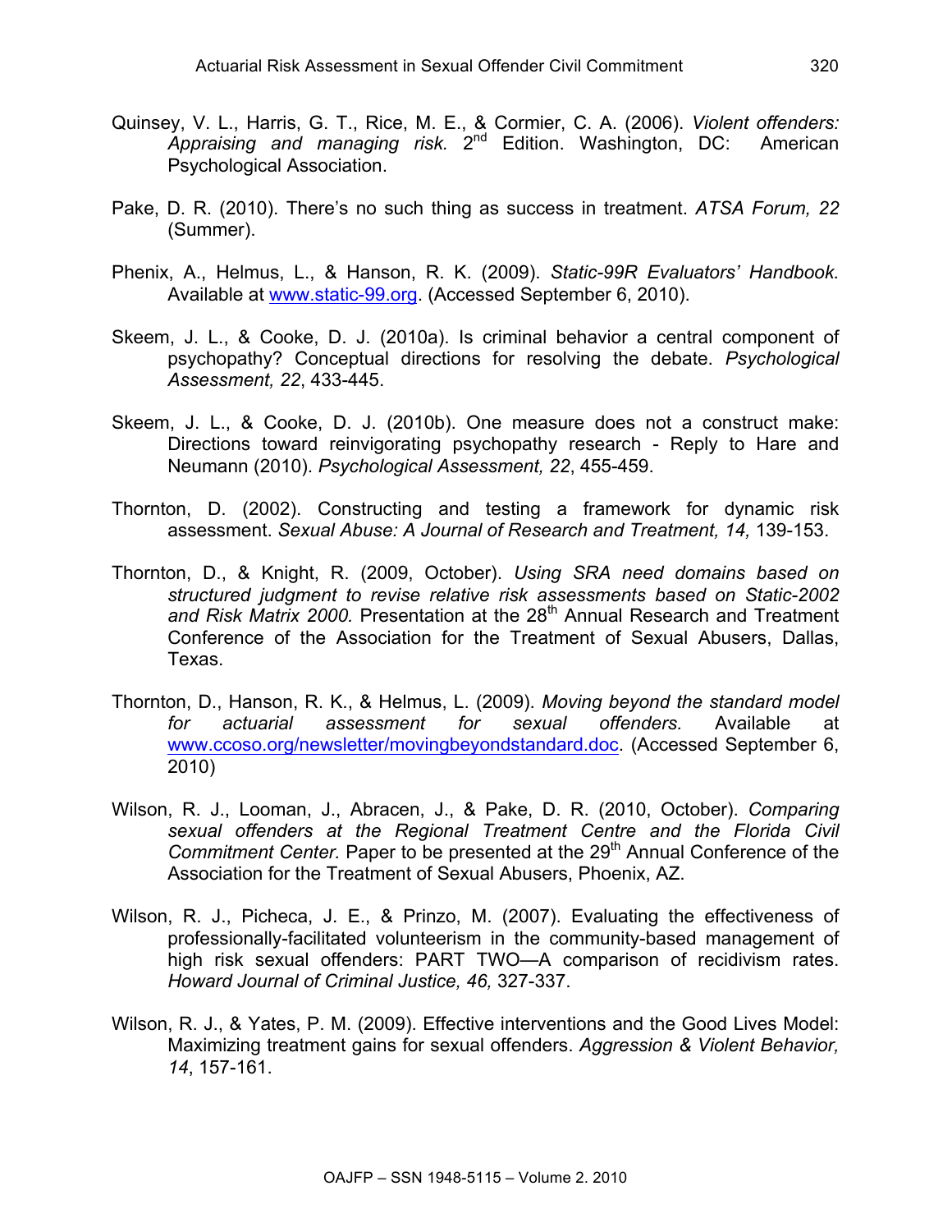Quinsey, V. L., Harris, G. T., Rice, M. E., & Cormier, C. A. (2006). *Violent offenders: Appraising and managing risk.* 2nd Edition. Washington, DC: American Psychological Association.

Pake, D. R. (2010). There's no such thing as success in treatment. *ATSA Forum, 22* (Summer).

Phenix, A., Helmus, L., & Hanson, R. K. (2009). *Static-99R Evaluators' Handbook.* Available at www.static-99.org. (Accessed September 6, 2010).

Skeem, J. L., & Cooke, D. J. (2010a). Is criminal behavior a central component of psychopathy? Conceptual directions for resolving the debate. *Psychological Assessment, 22*, 433-445.

Skeem, J. L., & Cooke, D. J. (2010b). One measure does not a construct make: Directions toward reinvigorating psychopathy research - Reply to Hare and Neumann (2010). *Psychological Assessment, 22*, 455-459.

Thornton, D. (2002). Constructing and testing a framework for dynamic risk assessment. *Sexual Abuse: A Journal of Research and Treatment, 14,* 139-153.

Thornton, D., & Knight, R. (2009, October). *Using SRA need domains based on structured judgment to revise relative risk assessments based on Static-2002 and Risk Matrix 2000.* Presentation at the 28th Annual Research and Treatment Conference of the Association for the Treatment of Sexual Abusers, Dallas, Texas.

Thornton, D., Hanson, R. K., & Helmus, L. (2009). *Moving beyond the standard model for actuarial assessment for sexual offenders.* Available at www.ccoso.org/newsletter/movingbeyondstandard.doc. (Accessed September 6, 2010)

Wilson, R. J., Looman, J., Abracen, J., & Pake, D. R. (2010, October). *Comparing sexual offenders at the Regional Treatment Centre and the Florida Civil Commitment Center.* Paper to be presented at the 29th Annual Conference of the Association for the Treatment of Sexual Abusers, Phoenix, AZ.

Wilson, R. J., Picheca, J. E., & Prinzo, M. (2007). Evaluating the effectiveness of professionally-facilitated volunteerism in the community-based management of high risk sexual offenders: PART TWO—A comparison of recidivism rates. *Howard Journal of Criminal Justice, 46,* 327-337.

Wilson, R. J., & Yates, P. M. (2009). Effective interventions and the Good Lives Model: Maximizing treatment gains for sexual offenders. *Aggression & Violent Behavior, 14*, 157-161.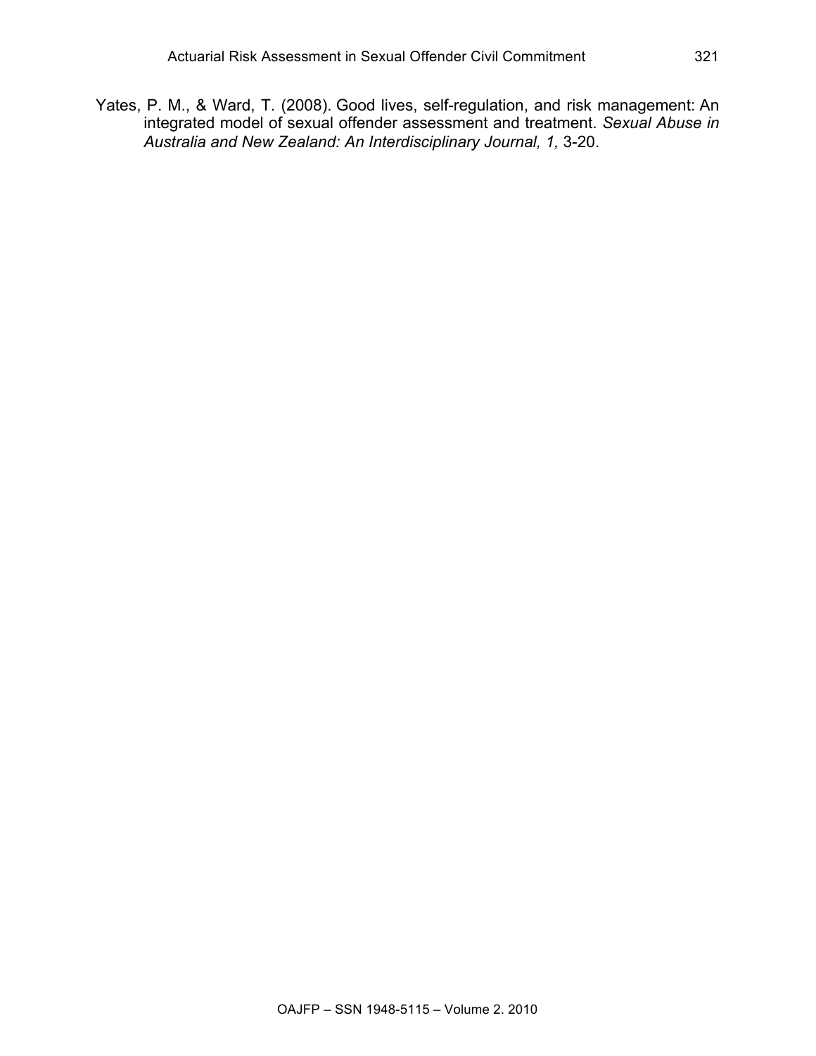Yates, P. M., & Ward, T. (2008). Good lives, self-regulation, and risk management: An integrated model of sexual offender assessment and treatment. *Sexual Abuse in Australia and New Zealand: An Interdisciplinary Journal, 1,* 3-20.